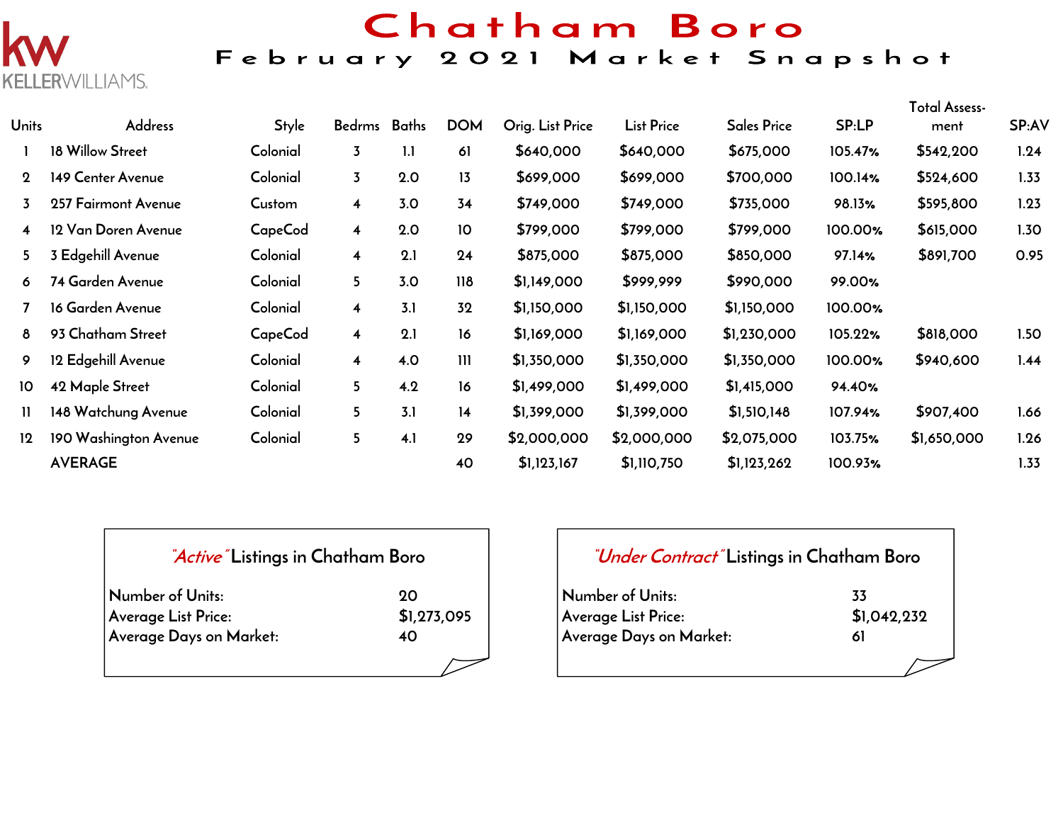KELLERWILLIAMS.

# Chatham Boro

## February 2021 Market Snapshot

| Units | Address | Style | Bedrms | Baths | DOM | Orig. List Price | List Price | Sales Price | SP:LP | Total Assess-ment | SP:AV |
|---|---|---|---|---|---|---|---|---|---|---|---|
| 1 | 18 Willow Street | Colonial | 3 | 1.1 | 61 | $640,000 | $640,000 | $675,000 | 105.47% | $542,200 | 1.24 |
| 2 | 149 Center Avenue | Colonial | 3 | 2.0 | 13 | $699,000 | $699,000 | $700,000 | 100.14% | $524,600 | 1.33 |
| 3 | 257 Fairmont Avenue | Custom | 4 | 3.0 | 34 | $749,000 | $749,000 | $735,000 | 98.13% | $595,800 | 1.23 |
| 4 | 12 Van Doren Avenue | CapeCod | 4 | 2.0 | 10 | $799,000 | $799,000 | $799,000 | 100.00% | $615,000 | 1.30 |
| 5 | 3 Edgehill Avenue | Colonial | 4 | 2.1 | 24 | $875,000 | $875,000 | $850,000 | 97.14% | $891,700 | 0.95 |
| 6 | 74 Garden Avenue | Colonial | 5 | 3.0 | 118 | $1,149,000 | $999,999 | $990,000 | 99.00% | | |
| 7 | 16 Garden Avenue | Colonial | 4 | 3.1 | 32 | $1,150,000 | $1,150,000 | $1,150,000 | 100.00% | | |
| 8 | 93 Chatham Street | CapeCod | 4 | 2.1 | 16 | $1,169,000 | $1,169,000 | $1,230,000 | 105.22% | $818,000 | 1.50 |
| 9 | 12 Edgehill Avenue | Colonial | 4 | 4.0 | 111 | $1,350,000 | $1,350,000 | $1,350,000 | 100.00% | $940,600 | 1.44 |
| 10 | 42 Maple Street | Colonial | 5 | 4.2 | 16 | $1,499,000 | $1,499,000 | $1,415,000 | 94.40% | | |
| 11 | 148 Watchung Avenue | Colonial | 5 | 3.1 | 14 | $1,399,000 | $1,399,000 | $1,510,148 | 107.94% | $907,400 | 1.66 |
| 12 | 190 Washington Avenue | Colonial | 5 | 4.1 | 29 | $2,000,000 | $2,000,000 | $2,075,000 | 103.75% | $1,650,000 | 1.26 |
| | AVERAGE | | | | 40 | $1,123,167 | $1,110,750 | $1,123,262 | 100.93% | | 1.33 |

### *"Active"* Listings in Chatham Boro

| | |
|---|---|
| Number of Units: | 20 |
| Average List Price: | $1,273,095 |
| Average Days on Market: | 40 |

### *"Under Contract"* Listings in Chatham Boro

| | |
|---|---|
| Number of Units: | 33 |
| Average List Price: | $1,042,232 |
| Average Days on Market: | 61 |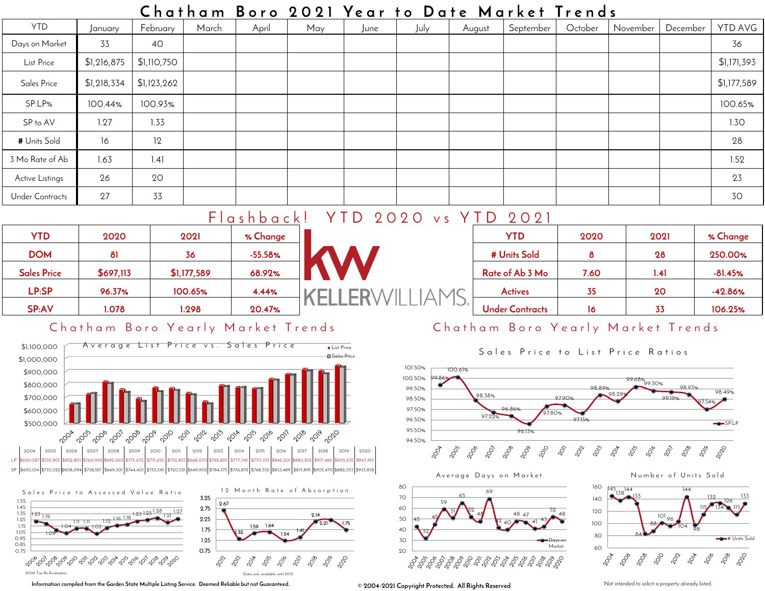# Chatham Boro 2021 Year to Date Market Trends

| YTD | January | February | March | April | May | June | July | August | September | October | November | December | YTD AVG |
|---|---|---|---|---|---|---|---|---|---|---|---|---|---|
| Days on Market | 33 | 40 | | | | | | | | | | | 36 |
| List Price | $1,216,875 | $1,110,750 | | | | | | | | | | | $1,171,393 |
| Sales Price | $1,218,334 | $1,123,262 | | | | | | | | | | | $1,177,589 |
| SP:LP% | 100.44% | 100.93% | | | | | | | | | | | 100.65% |
| SP to AV | 1.27 | 1.33 | | | | | | | | | | | 1.30 |
| # Units Sold | 16 | 12 | | | | | | | | | | | 28 |
| 3 Mo Rate of Ab | 1.63 | 1.41 | | | | | | | | | | | 1.52 |
| Active Listings | 26 | 20 | | | | | | | | | | | 23 |
| Under Contracts | 27 | 33 | | | | | | | | | | | 30 |

## Flashback! YTD 2020 vs YTD 2021

| YTD | 2020 | 2021 | % Change |
|---|---|---|---|
| DOM | 81 | 36 | -55.58% |
| Sales Price | $697,113 | $1,177,589 | 68.92% |
| LP:SP | 96.37% | 100.65% | 4.44% |
| SP:AV | 1.078 | 1.298 | 20.47% |

KELLERWILLIAMS

| YTD | 2020 | 2021 | % Change |
|---|---|---|---|
| # Units Sold | 8 | 28 | 250.00% |
| Rate of Ab 3 Mo | 7.60 | 1.41 | -81.45% |
| Actives | 35 | 20 | -42.86% |
| Under Contracts | 16 | 33 | 106.25% |

## Chatham Boro Yearly Market Trends

Average List Price vs. Sales Price

List Price
Sales Price

$1,100,000 $1,000,000 $900,000 $800,000 $700,000 $600,000 $500,000

| | 2004 | 2005 | 2006 | 2007 | 2008 | 2009 | 2010 | 2011 | 2012 | 2013 | 2014 | 2015 | 2016 | 2017 | 2018 | 2019 | 2020 |
|---|---|---|---|---|---|---|---|---|---|---|---|---|---|---|---|---|---|
| LP | $650,087 | $725,801 | $822,801 | $760,962 | $692,260 | $775,672 | $771,652 | $732,853 | $668,070 | $792,825 | $777,745 | $770,103 | $842,201 | $880,832 | $917,486 | $905,635 | $947,912 |
| SP | $650,014 | $730,522 | $808,094 | $738,187 | $669,301 | $744,401 | $753,345 | $720,531 | $649,902 | $784,375 | $776,872 | $768,532 | $833,489 | $871,895 | $903,470 | $882,057 | $933,838 |

## Chatham Boro Yearly Market Trends

Sales Price to List Price Ratios

99.86% 100.61% 98.38% 97.22% 96.86% 96.13% 97.80% 97.90% 97.15% 98.89% 98.29% 99.68% 99.30% 99.19% 98.93% 97.54% 98.49%

SP:LP

Sales Price to Assessed Value Ratio

1.23 1.19 1.09 1.04 1.03 1.11 1.11 1.12 1.16 1.18 1.23 1.25 1.28 1.21 1.27

2006 Tax Re-Evaluation

12 Month Rate of Absorption

2.67 1.32 1.59 1.64 1.24 1.41 2.14 2.21 1.75

Data only available until 2012

Average Days on Market

43 32 45 59 51 65 52 48 69 42 40 48 47 41 43 52 48

Days on Market

Number of Units Sold

145 138 144 133 84 88 101 96 104 144 98 115 132 134 126 115 133

# Units Sold

Information compiled from the Garden State Multiple Listing Service. Deemed Reliable but not Guaranteed.

© 2004-2021 Copyright Protected. All Rights Reserved

Not intended to solicit a property already listed.